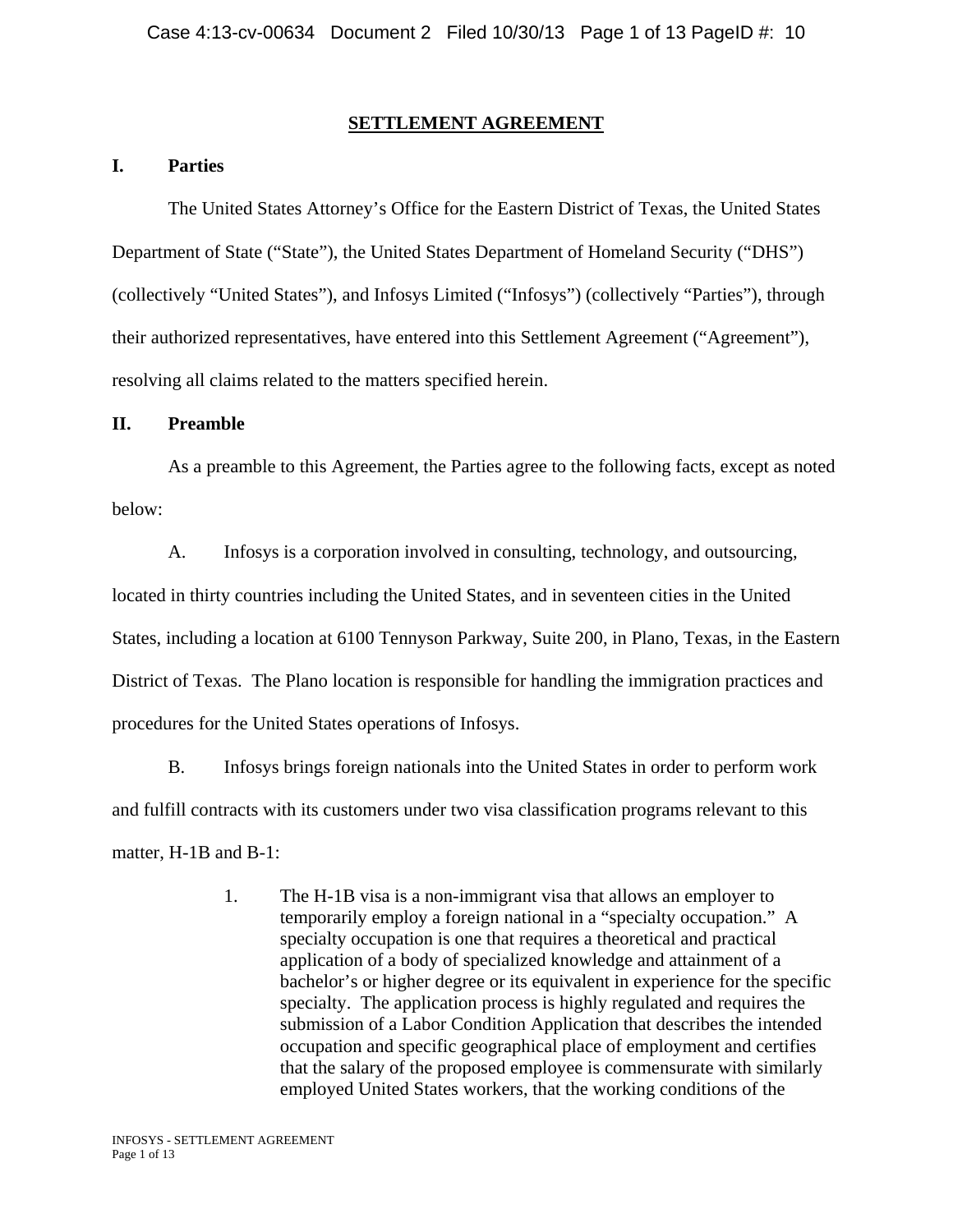# SETTLEMENT AGREEMENT

## I. Parties

The United States Attorney's Office for the Eastern District of Texas, the United States Department of State ("State"), the United States Department of Homeland Security ("DHS") (collectively "United States"), and Infosys Limited ("Infosys") (collectively "Parties"), through their authorized representatives, have entered into this Settlement Agreement ("Agreement"), resolving all claims related to the matters specified herein.

## II. Preamble

As a preamble to this Agreement, the Parties agree to the following facts, except as noted below:

A. Infosys is a corporation involved in consulting, technology, and outsourcing, located in thirty countries including the United States, and in seventeen cities in the United States, including a location at 6100 Tennyson Parkway, Suite 200, in Plano, Texas, in the Eastern District of Texas. The Plano location is responsible for handling the immigration practices and procedures for the United States operations of Infosys.

B. Infosys brings foreign nationals into the United States in order to perform work and fulfill contracts with its customers under two visa classification programs relevant to this matter, H-1B and B-1:

1. The H-1B visa is a non-immigrant visa that allows an employer to temporarily employ a foreign national in a "specialty occupation." A specialty occupation is one that requires a theoretical and practical application of a body of specialized knowledge and attainment of a bachelor's or higher degree or its equivalent in experience for the specific specialty. The application process is highly regulated and requires the submission of a Labor Condition Application that describes the intended occupation and specific geographical place of employment and certifies that the salary of the proposed employee is commensurate with similarly employed United States workers, that the working conditions of the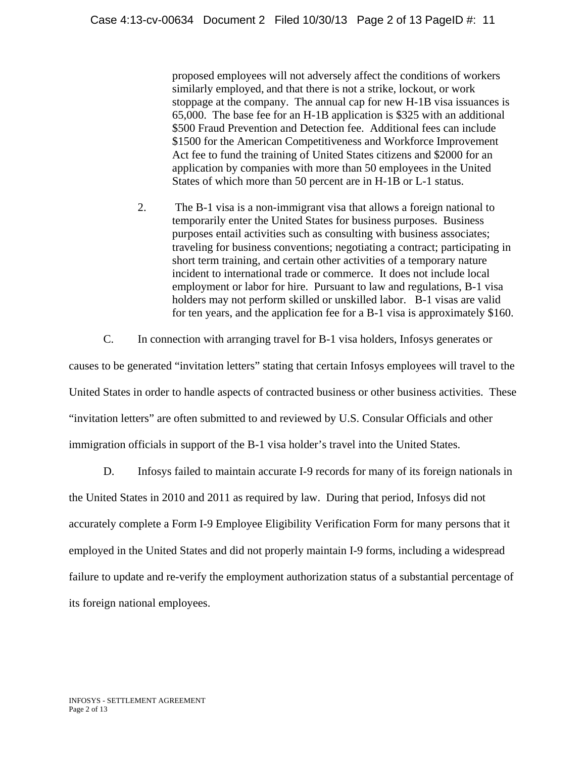proposed employees will not adversely affect the conditions of workers similarly employed, and that there is not a strike, lockout, or work stoppage at the company. The annual cap for new H-1B visa issuances is 65,000. The base fee for an H-1B application is $325 with an additional $500 Fraud Prevention and Detection fee. Additional fees can include $1500 for the American Competitiveness and Workforce Improvement Act fee to fund the training of United States citizens and $2000 for an application by companies with more than 50 employees in the United States of which more than 50 percent are in H-1B or L-1 status.

2. The B-1 visa is a non-immigrant visa that allows a foreign national to temporarily enter the United States for business purposes. Business purposes entail activities such as consulting with business associates; traveling for business conventions; negotiating a contract; participating in short term training, and certain other activities of a temporary nature incident to international trade or commerce. It does not include local employment or labor for hire. Pursuant to law and regulations, B-1 visa holders may not perform skilled or unskilled labor. B-1 visas are valid for ten years, and the application fee for a B-1 visa is approximately $160.

C. In connection with arranging travel for B-1 visa holders, Infosys generates or causes to be generated "invitation letters" stating that certain Infosys employees will travel to the United States in order to handle aspects of contracted business or other business activities. These "invitation letters" are often submitted to and reviewed by U.S. Consular Officials and other immigration officials in support of the B-1 visa holder's travel into the United States.

D. Infosys failed to maintain accurate I-9 records for many of its foreign nationals in the United States in 2010 and 2011 as required by law. During that period, Infosys did not accurately complete a Form I-9 Employee Eligibility Verification Form for many persons that it employed in the United States and did not properly maintain I-9 forms, including a widespread failure to update and re-verify the employment authorization status of a substantial percentage of its foreign national employees.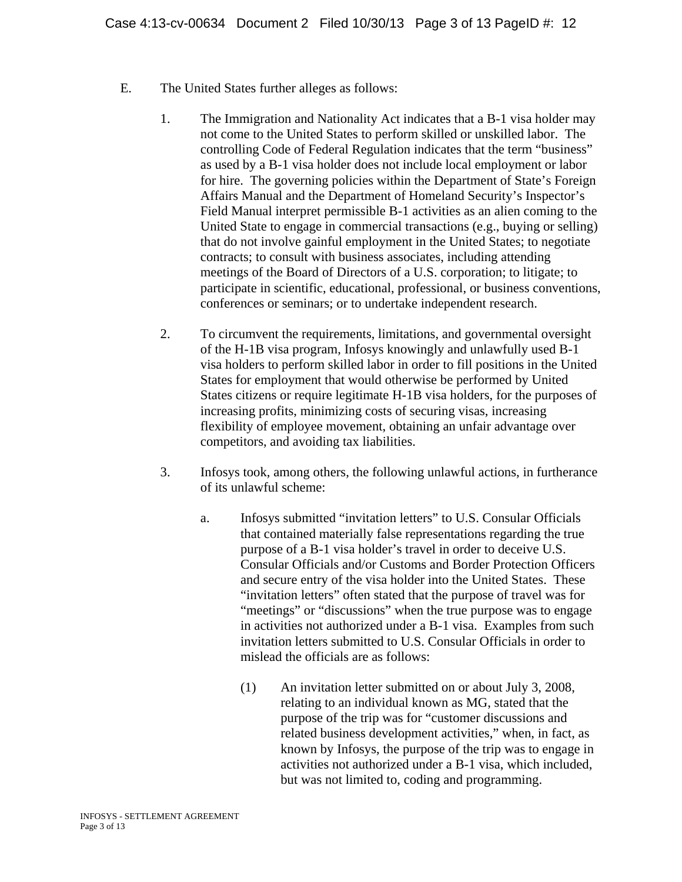E. The United States further alleges as follows:

1. The Immigration and Nationality Act indicates that a B-1 visa holder may not come to the United States to perform skilled or unskilled labor. The controlling Code of Federal Regulation indicates that the term "business" as used by a B-1 visa holder does not include local employment or labor for hire. The governing policies within the Department of State's Foreign Affairs Manual and the Department of Homeland Security's Inspector's Field Manual interpret permissible B-1 activities as an alien coming to the United State to engage in commercial transactions (e.g., buying or selling) that do not involve gainful employment in the United States; to negotiate contracts; to consult with business associates, including attending meetings of the Board of Directors of a U.S. corporation; to litigate; to participate in scientific, educational, professional, or business conventions, conferences or seminars; or to undertake independent research.

2. To circumvent the requirements, limitations, and governmental oversight of the H-1B visa program, Infosys knowingly and unlawfully used B-1 visa holders to perform skilled labor in order to fill positions in the United States for employment that would otherwise be performed by United States citizens or require legitimate H-1B visa holders, for the purposes of increasing profits, minimizing costs of securing visas, increasing flexibility of employee movement, obtaining an unfair advantage over competitors, and avoiding tax liabilities.

3. Infosys took, among others, the following unlawful actions, in furtherance of its unlawful scheme:

   a. Infosys submitted "invitation letters" to U.S. Consular Officials that contained materially false representations regarding the true purpose of a B-1 visa holder's travel in order to deceive U.S. Consular Officials and/or Customs and Border Protection Officers and secure entry of the visa holder into the United States. These "invitation letters" often stated that the purpose of travel was for "meetings" or "discussions" when the true purpose was to engage in activities not authorized under a B-1 visa. Examples from such invitation letters submitted to U.S. Consular Officials in order to mislead the officials are as follows:

      (1) An invitation letter submitted on or about July 3, 2008, relating to an individual known as MG, stated that the purpose of the trip was for "customer discussions and related business development activities," when, in fact, as known by Infosys, the purpose of the trip was to engage in activities not authorized under a B-1 visa, which included, but was not limited to, coding and programming.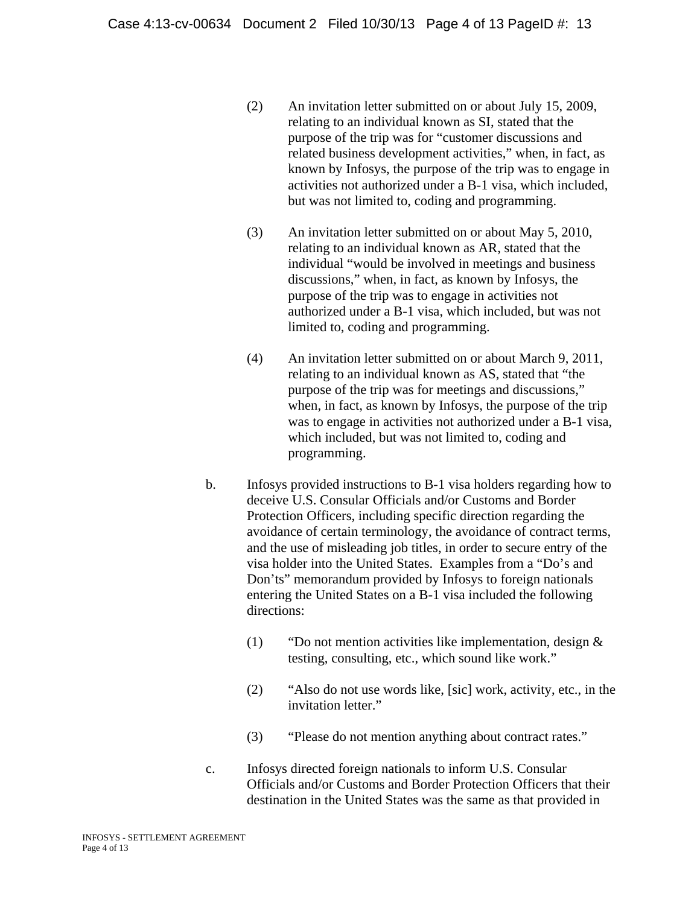(2) An invitation letter submitted on or about July 15, 2009, relating to an individual known as SI, stated that the purpose of the trip was for "customer discussions and related business development activities," when, in fact, as known by Infosys, the purpose of the trip was to engage in activities not authorized under a B-1 visa, which included, but was not limited to, coding and programming.

(3) An invitation letter submitted on or about May 5, 2010, relating to an individual known as AR, stated that the individual "would be involved in meetings and business discussions," when, in fact, as known by Infosys, the purpose of the trip was to engage in activities not authorized under a B-1 visa, which included, but was not limited to, coding and programming.

(4) An invitation letter submitted on or about March 9, 2011, relating to an individual known as AS, stated that "the purpose of the trip was for meetings and discussions," when, in fact, as known by Infosys, the purpose of the trip was to engage in activities not authorized under a B-1 visa, which included, but was not limited to, coding and programming.

b. Infosys provided instructions to B-1 visa holders regarding how to deceive U.S. Consular Officials and/or Customs and Border Protection Officers, including specific direction regarding the avoidance of certain terminology, the avoidance of contract terms, and the use of misleading job titles, in order to secure entry of the visa holder into the United States. Examples from a "Do's and Don'ts" memorandum provided by Infosys to foreign nationals entering the United States on a B-1 visa included the following directions:

(1) "Do not mention activities like implementation, design & testing, consulting, etc., which sound like work."

(2) "Also do not use words like, [sic] work, activity, etc., in the invitation letter."

(3) "Please do not mention anything about contract rates."

c. Infosys directed foreign nationals to inform U.S. Consular Officials and/or Customs and Border Protection Officers that their destination in the United States was the same as that provided in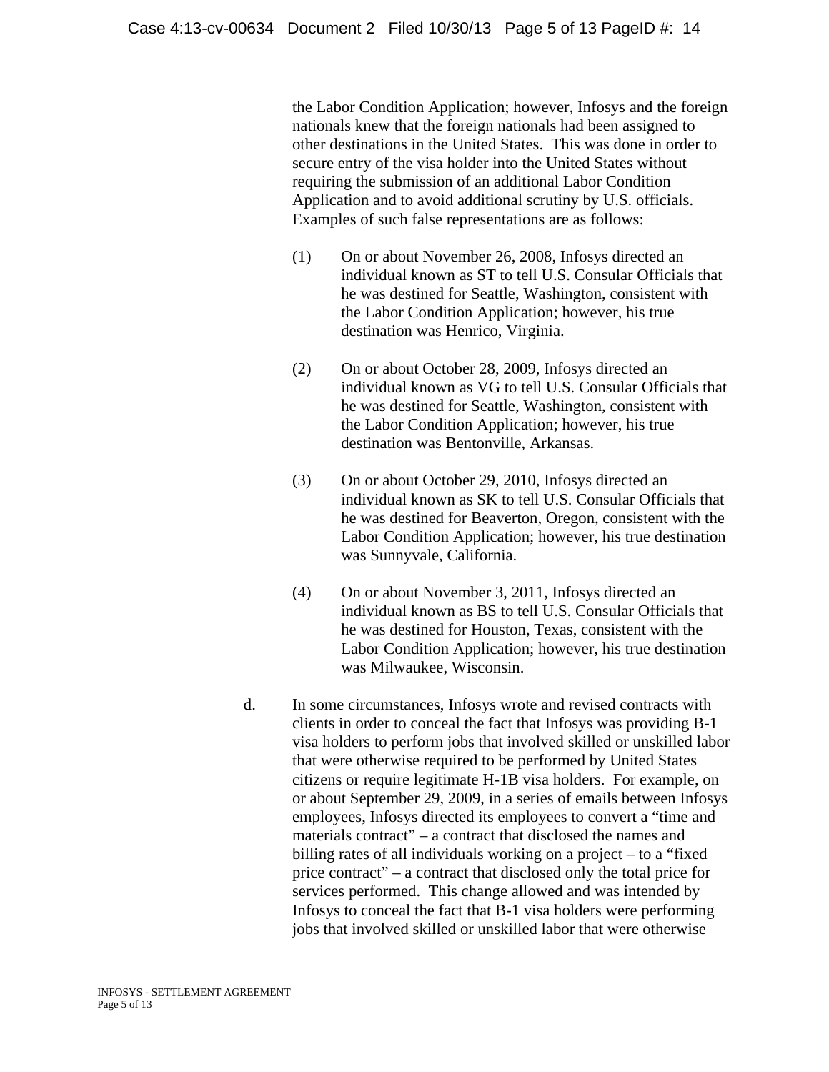the Labor Condition Application; however, Infosys and the foreign nationals knew that the foreign nationals had been assigned to other destinations in the United States. This was done in order to secure entry of the visa holder into the United States without requiring the submission of an additional Labor Condition Application and to avoid additional scrutiny by U.S. officials. Examples of such false representations are as follows:

(1) On or about November 26, 2008, Infosys directed an individual known as ST to tell U.S. Consular Officials that he was destined for Seattle, Washington, consistent with the Labor Condition Application; however, his true destination was Henrico, Virginia.

(2) On or about October 28, 2009, Infosys directed an individual known as VG to tell U.S. Consular Officials that he was destined for Seattle, Washington, consistent with the Labor Condition Application; however, his true destination was Bentonville, Arkansas.

(3) On or about October 29, 2010, Infosys directed an individual known as SK to tell U.S. Consular Officials that he was destined for Beaverton, Oregon, consistent with the Labor Condition Application; however, his true destination was Sunnyvale, California.

(4) On or about November 3, 2011, Infosys directed an individual known as BS to tell U.S. Consular Officials that he was destined for Houston, Texas, consistent with the Labor Condition Application; however, his true destination was Milwaukee, Wisconsin.

d. In some circumstances, Infosys wrote and revised contracts with clients in order to conceal the fact that Infosys was providing B-1 visa holders to perform jobs that involved skilled or unskilled labor that were otherwise required to be performed by United States citizens or require legitimate H-1B visa holders. For example, on or about September 29, 2009, in a series of emails between Infosys employees, Infosys directed its employees to convert a "time and materials contract" – a contract that disclosed the names and billing rates of all individuals working on a project – to a "fixed price contract" – a contract that disclosed only the total price for services performed. This change allowed and was intended by Infosys to conceal the fact that B-1 visa holders were performing jobs that involved skilled or unskilled labor that were otherwise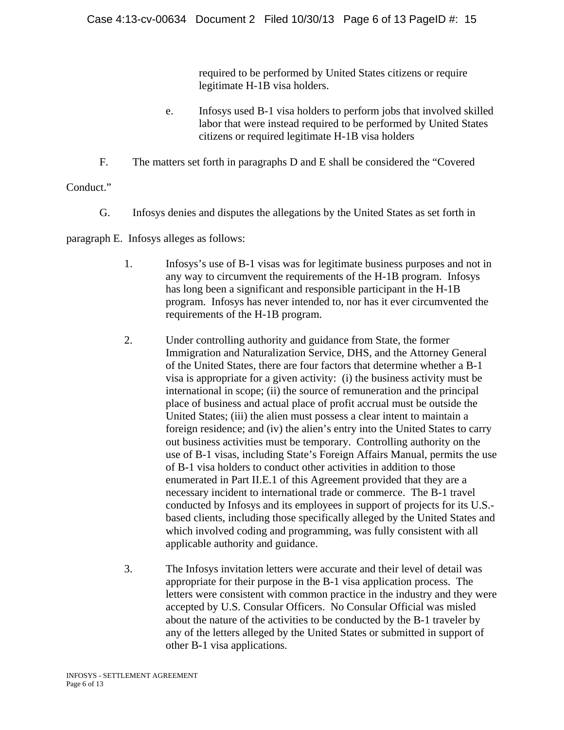required to be performed by United States citizens or require legitimate H-1B visa holders.

e. Infosys used B-1 visa holders to perform jobs that involved skilled labor that were instead required to be performed by United States citizens or required legitimate H-1B visa holders

F. The matters set forth in paragraphs D and E shall be considered the "Covered Conduct."

G. Infosys denies and disputes the allegations by the United States as set forth in paragraph E. Infosys alleges as follows:

1. Infosys's use of B-1 visas was for legitimate business purposes and not in any way to circumvent the requirements of the H-1B program. Infosys has long been a significant and responsible participant in the H-1B program. Infosys has never intended to, nor has it ever circumvented the requirements of the H-1B program.

2. Under controlling authority and guidance from State, the former Immigration and Naturalization Service, DHS, and the Attorney General of the United States, there are four factors that determine whether a B-1 visa is appropriate for a given activity: (i) the business activity must be international in scope; (ii) the source of remuneration and the principal place of business and actual place of profit accrual must be outside the United States; (iii) the alien must possess a clear intent to maintain a foreign residence; and (iv) the alien's entry into the United States to carry out business activities must be temporary. Controlling authority on the use of B-1 visas, including State's Foreign Affairs Manual, permits the use of B-1 visa holders to conduct other activities in addition to those enumerated in Part II.E.1 of this Agreement provided that they are a necessary incident to international trade or commerce. The B-1 travel conducted by Infosys and its employees in support of projects for its U.S.-based clients, including those specifically alleged by the United States and which involved coding and programming, was fully consistent with all applicable authority and guidance.

3. The Infosys invitation letters were accurate and their level of detail was appropriate for their purpose in the B-1 visa application process. The letters were consistent with common practice in the industry and they were accepted by U.S. Consular Officers. No Consular Official was misled about the nature of the activities to be conducted by the B-1 traveler by any of the letters alleged by the United States or submitted in support of other B-1 visa applications.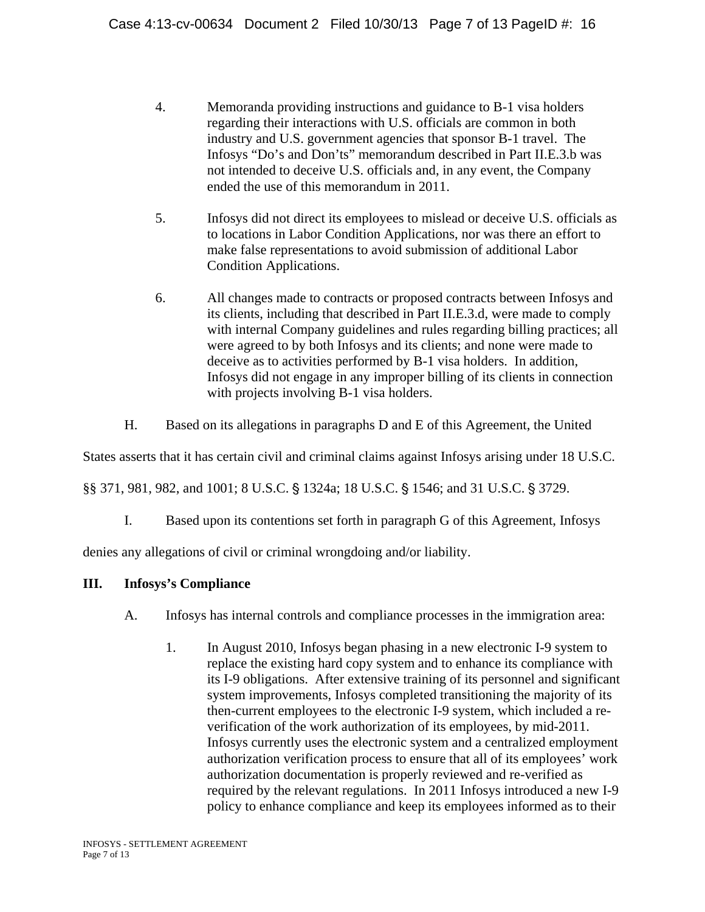4. Memoranda providing instructions and guidance to B-1 visa holders regarding their interactions with U.S. officials are common in both industry and U.S. government agencies that sponsor B-1 travel. The Infosys "Do's and Don'ts" memorandum described in Part II.E.3.b was not intended to deceive U.S. officials and, in any event, the Company ended the use of this memorandum in 2011.

5. Infosys did not direct its employees to mislead or deceive U.S. officials as to locations in Labor Condition Applications, nor was there an effort to make false representations to avoid submission of additional Labor Condition Applications.

6. All changes made to contracts or proposed contracts between Infosys and its clients, including that described in Part II.E.3.d, were made to comply with internal Company guidelines and rules regarding billing practices; all were agreed to by both Infosys and its clients; and none were made to deceive as to activities performed by B-1 visa holders. In addition, Infosys did not engage in any improper billing of its clients in connection with projects involving B-1 visa holders.

H. Based on its allegations in paragraphs D and E of this Agreement, the United States asserts that it has certain civil and criminal claims against Infosys arising under 18 U.S.C. §§ 371, 981, 982, and 1001; 8 U.S.C. § 1324a; 18 U.S.C. § 1546; and 31 U.S.C. § 3729.

I. Based upon its contentions set forth in paragraph G of this Agreement, Infosys denies any allegations of civil or criminal wrongdoing and/or liability.

## III. Infosys's Compliance

A. Infosys has internal controls and compliance processes in the immigration area:

1. In August 2010, Infosys began phasing in a new electronic I-9 system to replace the existing hard copy system and to enhance its compliance with its I-9 obligations. After extensive training of its personnel and significant system improvements, Infosys completed transitioning the majority of its then-current employees to the electronic I-9 system, which included a re-verification of the work authorization of its employees, by mid-2011. Infosys currently uses the electronic system and a centralized employment authorization verification process to ensure that all of its employees' work authorization documentation is properly reviewed and re-verified as required by the relevant regulations. In 2011 Infosys introduced a new I-9 policy to enhance compliance and keep its employees informed as to their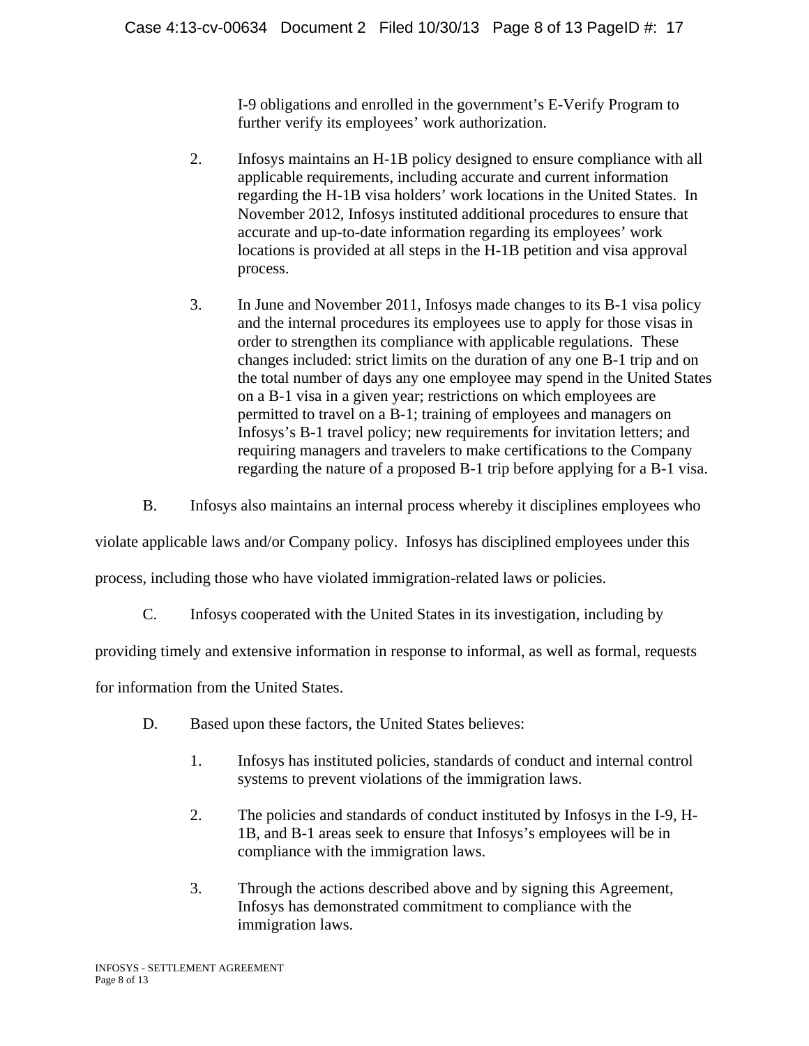I-9 obligations and enrolled in the government's E-Verify Program to further verify its employees' work authorization.

2. Infosys maintains an H-1B policy designed to ensure compliance with all applicable requirements, including accurate and current information regarding the H-1B visa holders' work locations in the United States. In November 2012, Infosys instituted additional procedures to ensure that accurate and up-to-date information regarding its employees' work locations is provided at all steps in the H-1B petition and visa approval process.

3. In June and November 2011, Infosys made changes to its B-1 visa policy and the internal procedures its employees use to apply for those visas in order to strengthen its compliance with applicable regulations. These changes included: strict limits on the duration of any one B-1 trip and on the total number of days any one employee may spend in the United States on a B-1 visa in a given year; restrictions on which employees are permitted to travel on a B-1; training of employees and managers on Infosys's B-1 travel policy; new requirements for invitation letters; and requiring managers and travelers to make certifications to the Company regarding the nature of a proposed B-1 trip before applying for a B-1 visa.

B. Infosys also maintains an internal process whereby it disciplines employees who violate applicable laws and/or Company policy. Infosys has disciplined employees under this process, including those who have violated immigration-related laws or policies.

C. Infosys cooperated with the United States in its investigation, including by providing timely and extensive information in response to informal, as well as formal, requests for information from the United States.

D. Based upon these factors, the United States believes:

1. Infosys has instituted policies, standards of conduct and internal control systems to prevent violations of the immigration laws.

2. The policies and standards of conduct instituted by Infosys in the I-9, H-1B, and B-1 areas seek to ensure that Infosys's employees will be in compliance with the immigration laws.

3. Through the actions described above and by signing this Agreement, Infosys has demonstrated commitment to compliance with the immigration laws.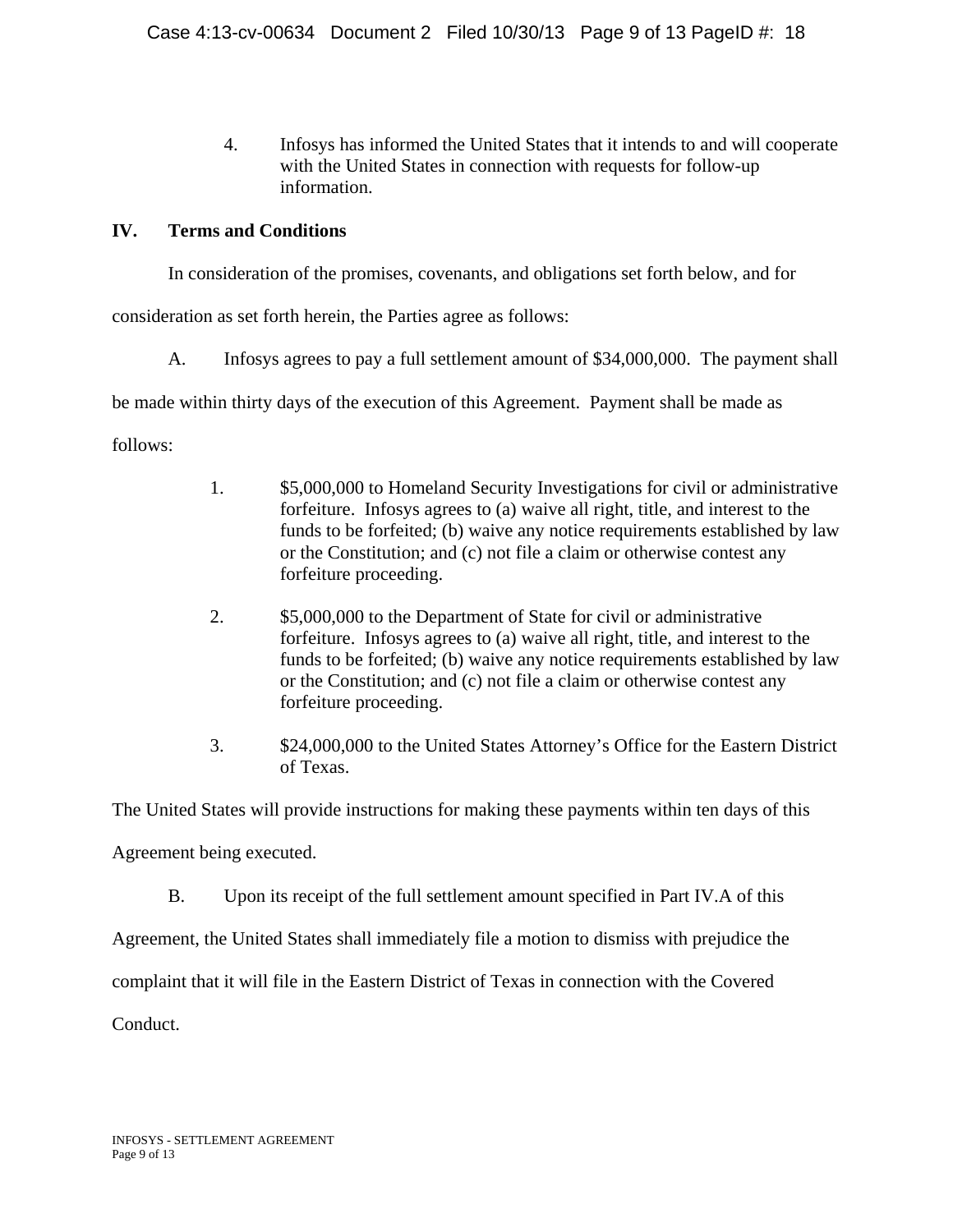4. Infosys has informed the United States that it intends to and will cooperate with the United States in connection with requests for follow-up information.

## IV. Terms and Conditions

In consideration of the promises, covenants, and obligations set forth below, and for consideration as set forth herein, the Parties agree as follows:

A. Infosys agrees to pay a full settlement amount of $34,000,000. The payment shall be made within thirty days of the execution of this Agreement. Payment shall be made as follows:

1. $5,000,000 to Homeland Security Investigations for civil or administrative forfeiture. Infosys agrees to (a) waive all right, title, and interest to the funds to be forfeited; (b) waive any notice requirements established by law or the Constitution; and (c) not file a claim or otherwise contest any forfeiture proceeding.

2. $5,000,000 to the Department of State for civil or administrative forfeiture. Infosys agrees to (a) waive all right, title, and interest to the funds to be forfeited; (b) waive any notice requirements established by law or the Constitution; and (c) not file a claim or otherwise contest any forfeiture proceeding.

3. $24,000,000 to the United States Attorney's Office for the Eastern District of Texas.

The United States will provide instructions for making these payments within ten days of this Agreement being executed.

B. Upon its receipt of the full settlement amount specified in Part IV.A of this Agreement, the United States shall immediately file a motion to dismiss with prejudice the complaint that it will file in the Eastern District of Texas in connection with the Covered Conduct.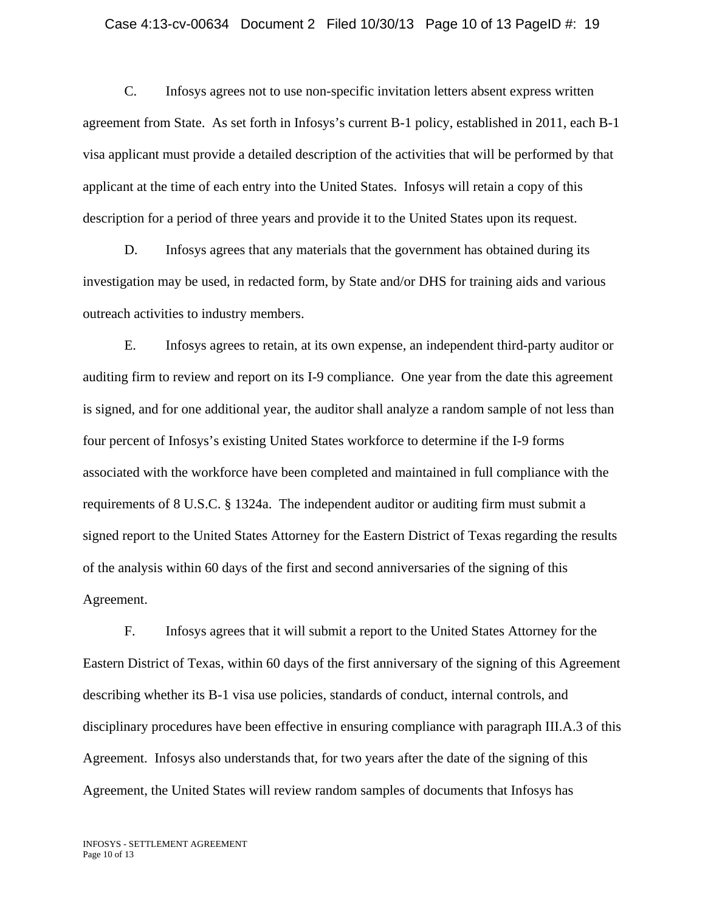C. Infosys agrees not to use non-specific invitation letters absent express written agreement from State. As set forth in Infosys's current B-1 policy, established in 2011, each B-1 visa applicant must provide a detailed description of the activities that will be performed by that applicant at the time of each entry into the United States. Infosys will retain a copy of this description for a period of three years and provide it to the United States upon its request.

D. Infosys agrees that any materials that the government has obtained during its investigation may be used, in redacted form, by State and/or DHS for training aids and various outreach activities to industry members.

E. Infosys agrees to retain, at its own expense, an independent third-party auditor or auditing firm to review and report on its I-9 compliance. One year from the date this agreement is signed, and for one additional year, the auditor shall analyze a random sample of not less than four percent of Infosys's existing United States workforce to determine if the I-9 forms associated with the workforce have been completed and maintained in full compliance with the requirements of 8 U.S.C. § 1324a. The independent auditor or auditing firm must submit a signed report to the United States Attorney for the Eastern District of Texas regarding the results of the analysis within 60 days of the first and second anniversaries of the signing of this Agreement.

F. Infosys agrees that it will submit a report to the United States Attorney for the Eastern District of Texas, within 60 days of the first anniversary of the signing of this Agreement describing whether its B-1 visa use policies, standards of conduct, internal controls, and disciplinary procedures have been effective in ensuring compliance with paragraph III.A.3 of this Agreement. Infosys also understands that, for two years after the date of the signing of this Agreement, the United States will review random samples of documents that Infosys has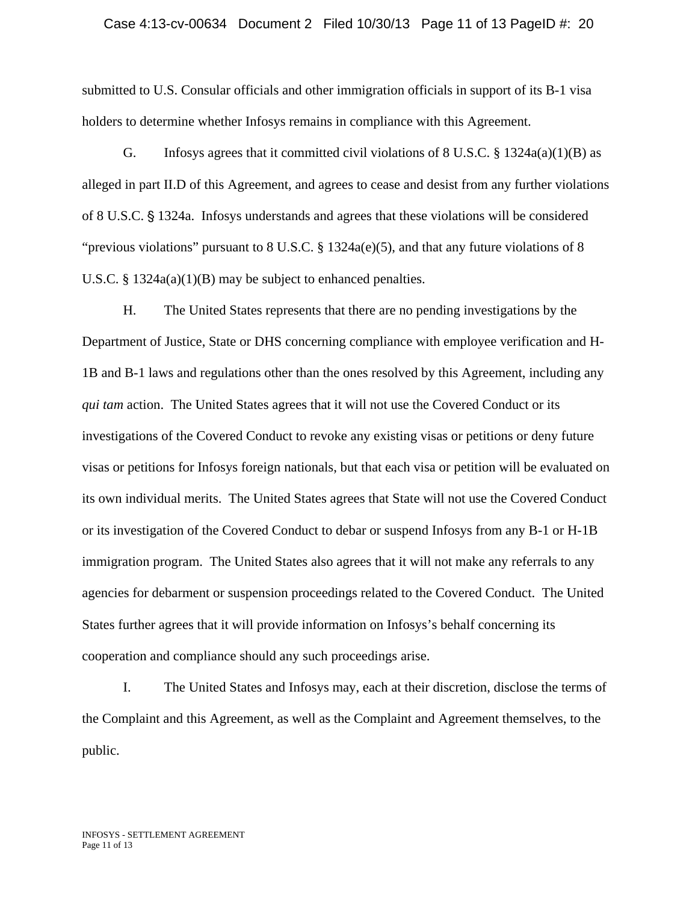submitted to U.S. Consular officials and other immigration officials in support of its B-1 visa holders to determine whether Infosys remains in compliance with this Agreement.

G. Infosys agrees that it committed civil violations of 8 U.S.C. § 1324a(a)(1)(B) as alleged in part II.D of this Agreement, and agrees to cease and desist from any further violations of 8 U.S.C. § 1324a. Infosys understands and agrees that these violations will be considered "previous violations" pursuant to 8 U.S.C. § 1324a(e)(5), and that any future violations of 8 U.S.C. § 1324a(a)(1)(B) may be subject to enhanced penalties.

H. The United States represents that there are no pending investigations by the Department of Justice, State or DHS concerning compliance with employee verification and H-1B and B-1 laws and regulations other than the ones resolved by this Agreement, including any *qui tam* action. The United States agrees that it will not use the Covered Conduct or its investigations of the Covered Conduct to revoke any existing visas or petitions or deny future visas or petitions for Infosys foreign nationals, but that each visa or petition will be evaluated on its own individual merits. The United States agrees that State will not use the Covered Conduct or its investigation of the Covered Conduct to debar or suspend Infosys from any B-1 or H-1B immigration program. The United States also agrees that it will not make any referrals to any agencies for debarment or suspension proceedings related to the Covered Conduct. The United States further agrees that it will provide information on Infosys's behalf concerning its cooperation and compliance should any such proceedings arise.

I. The United States and Infosys may, each at their discretion, disclose the terms of the Complaint and this Agreement, as well as the Complaint and Agreement themselves, to the public.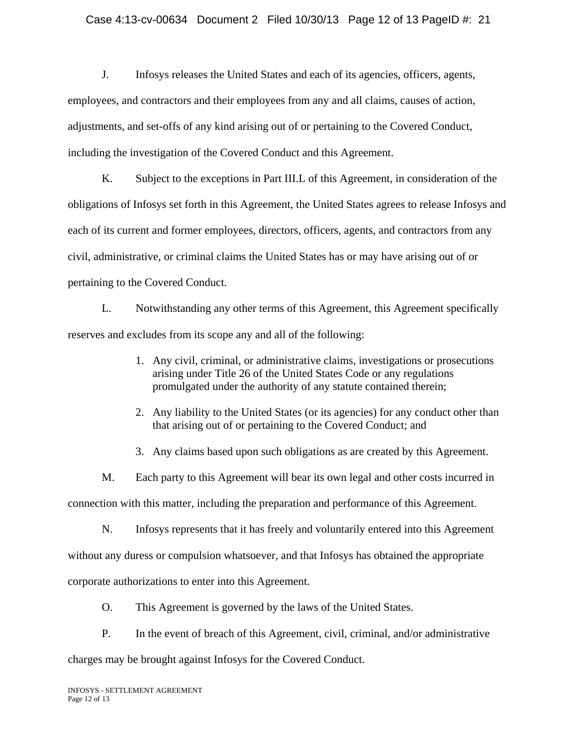J. Infosys releases the United States and each of its agencies, officers, agents, employees, and contractors and their employees from any and all claims, causes of action, adjustments, and set-offs of any kind arising out of or pertaining to the Covered Conduct, including the investigation of the Covered Conduct and this Agreement.

K. Subject to the exceptions in Part III.L of this Agreement, in consideration of the obligations of Infosys set forth in this Agreement, the United States agrees to release Infosys and each of its current and former employees, directors, officers, agents, and contractors from any civil, administrative, or criminal claims the United States has or may have arising out of or pertaining to the Covered Conduct.

L. Notwithstanding any other terms of this Agreement, this Agreement specifically reserves and excludes from its scope any and all of the following:

1. Any civil, criminal, or administrative claims, investigations or prosecutions arising under Title 26 of the United States Code or any regulations promulgated under the authority of any statute contained therein;
2. Any liability to the United States (or its agencies) for any conduct other than that arising out of or pertaining to the Covered Conduct; and
3. Any claims based upon such obligations as are created by this Agreement.

M. Each party to this Agreement will bear its own legal and other costs incurred in connection with this matter, including the preparation and performance of this Agreement.

N. Infosys represents that it has freely and voluntarily entered into this Agreement without any duress or compulsion whatsoever, and that Infosys has obtained the appropriate corporate authorizations to enter into this Agreement.

O. This Agreement is governed by the laws of the United States.

P. In the event of breach of this Agreement, civil, criminal, and/or administrative charges may be brought against Infosys for the Covered Conduct.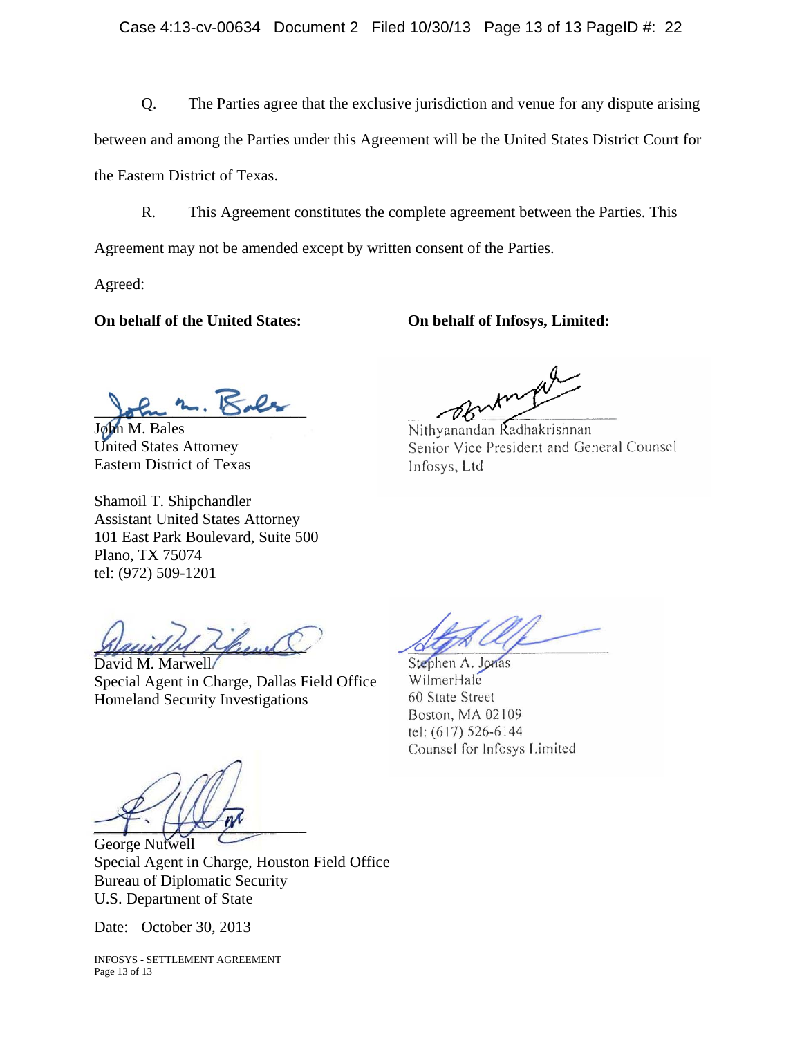Q. The Parties agree that the exclusive jurisdiction and venue for any dispute arising between and among the Parties under this Agreement will be the United States District Court for the Eastern District of Texas.

R. This Agreement constitutes the complete agreement between the Parties. This Agreement may not be amended except by written consent of the Parties.

Agreed:

**On behalf of the United States:**

John M. Bales
United States Attorney
Eastern District of Texas

Shamoil T. Shipchandler
Assistant United States Attorney
101 East Park Boulevard, Suite 500
Plano, TX 75074
tel: (972) 509-1201

David M. Marwell
Special Agent in Charge, Dallas Field Office
Homeland Security Investigations

George Nutwell
Special Agent in Charge, Houston Field Office
Bureau of Diplomatic Security
U.S. Department of State

Date: October 30, 2013

**On behalf of Infosys, Limited:**

Nithyanandan Radhakrishnan
Senior Vice President and General Counsel
Infosys, Ltd

Stephen A. Jonas
WilmerHale
60 State Street
Boston, MA 02109
tel: (617) 526-6144
Counsel for Infosys Limited

INFOSYS - SETTLEMENT AGREEMENT